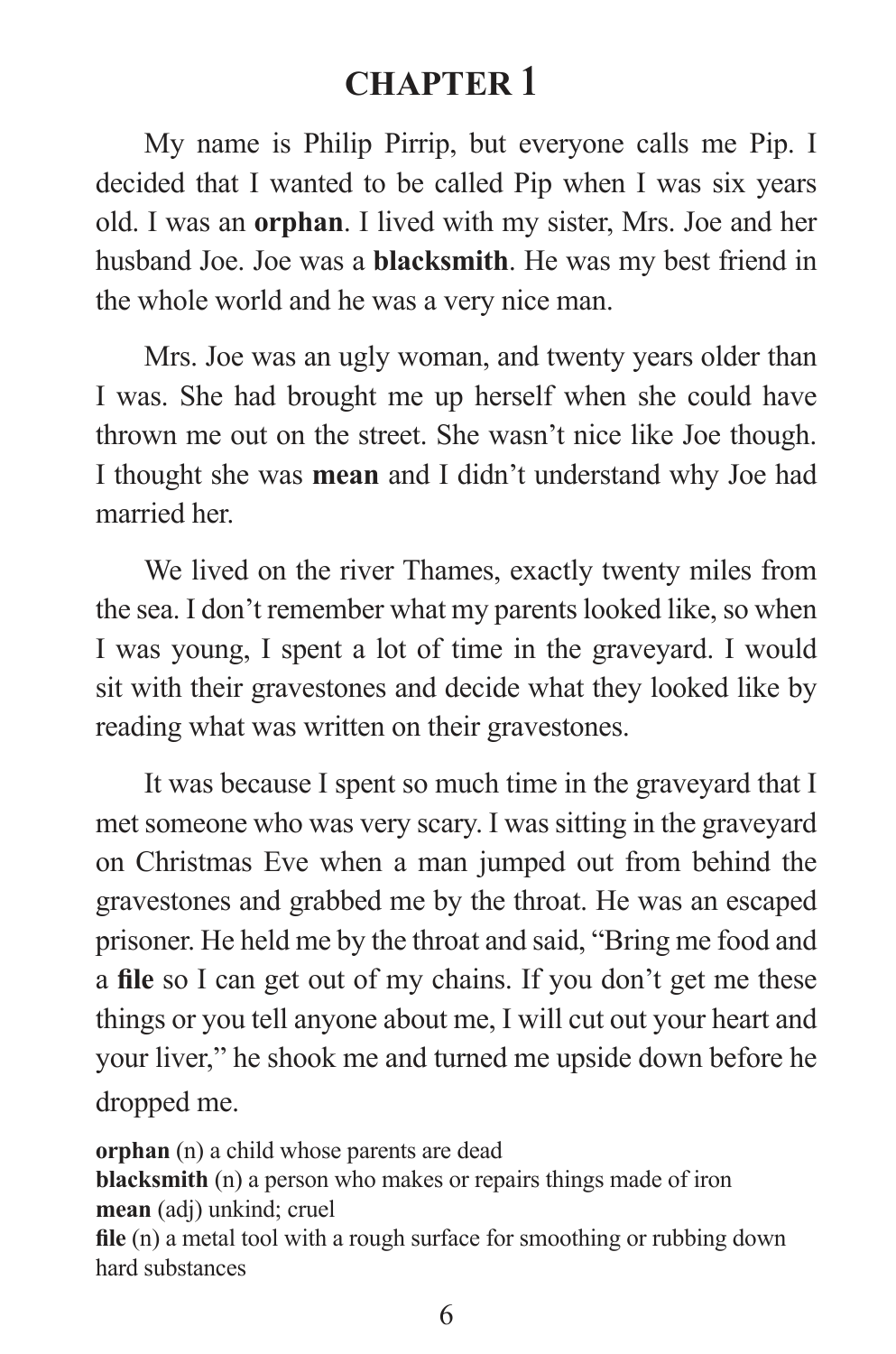# CHAPTER 1

My name is Philip Pirrip, but everyone calls me Pip. I decided that I wanted to be called Pip when I was six years old. I was an **orphan**. I lived with my sister, Mrs. Joe and her husband Joe. Joe was a **blacksmith**. He was my best friend in the whole world and he was a very nice man.

Mrs. Joe was an ugly woman, and twenty years older than I was. She had brought me up herself when she could have thrown me out on the street. She wasn't nice like Joe though. I thought she was **mean** and I didn't understand why Joe had married her.

We lived on the river Thames, exactly twenty miles from the sea. I don't remember what my parents looked like, so when I was young, I spent a lot of time in the graveyard. I would sit with their gravestones and decide what they looked like by reading what was written on their gravestones.

It was because I spent so much time in the graveyard that I met someone who was very scary. I was sitting in the graveyard on Christmas Eve when a man jumped out from behind the gravestones and grabbed me by the throat. He was an escaped prisoner. He held me by the throat and said, "Bring me food and a **file** so I can get out of my chains. If you don't get me these things or you tell anyone about me, I will cut out your heart and your liver," he shook me and turned me upside down before he dropped me.

**orphan** (n) a child whose parents are dead
**blacksmith** (n) a person who makes or repairs things made of iron
**mean** (adj) unkind; cruel
**file** (n) a metal tool with a rough surface for smoothing or rubbing down hard substances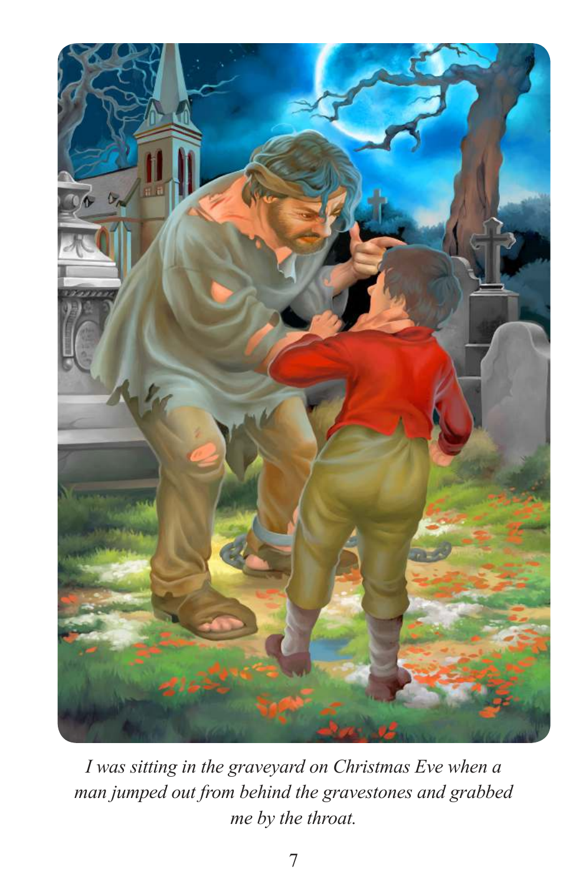*I was sitting in the graveyard on Christmas Eve when a man jumped out from behind the gravestones and grabbed me by the throat.*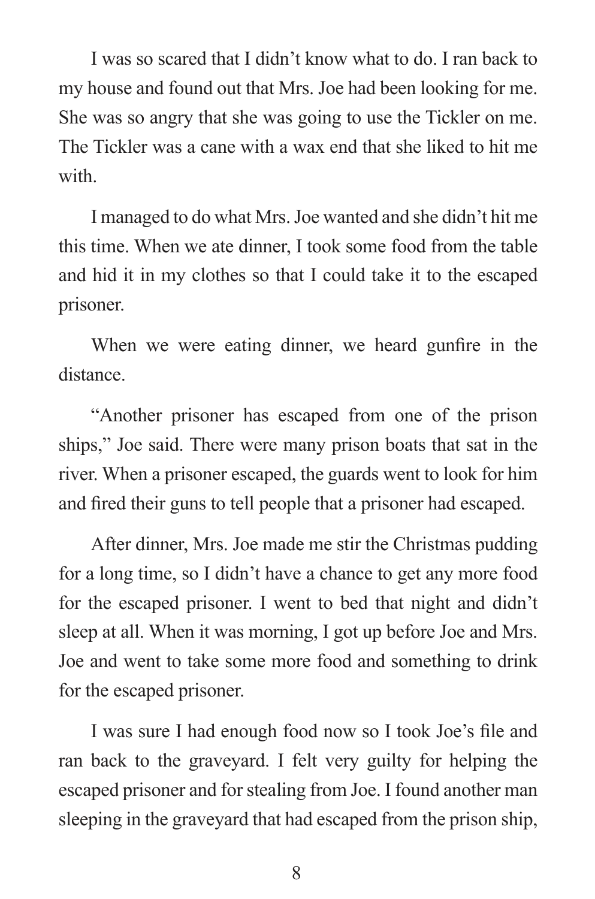I was so scared that I didn't know what to do. I ran back to my house and found out that Mrs. Joe had been looking for me. She was so angry that she was going to use the Tickler on me. The Tickler was a cane with a wax end that she liked to hit me with.

I managed to do what Mrs. Joe wanted and she didn't hit me this time. When we ate dinner, I took some food from the table and hid it in my clothes so that I could take it to the escaped prisoner.

When we were eating dinner, we heard gunfire in the distance.

"Another prisoner has escaped from one of the prison ships," Joe said. There were many prison boats that sat in the river. When a prisoner escaped, the guards went to look for him and fired their guns to tell people that a prisoner had escaped.

After dinner, Mrs. Joe made me stir the Christmas pudding for a long time, so I didn't have a chance to get any more food for the escaped prisoner. I went to bed that night and didn't sleep at all. When it was morning, I got up before Joe and Mrs. Joe and went to take some more food and something to drink for the escaped prisoner.

I was sure I had enough food now so I took Joe's file and ran back to the graveyard. I felt very guilty for helping the escaped prisoner and for stealing from Joe. I found another man sleeping in the graveyard that had escaped from the prison ship,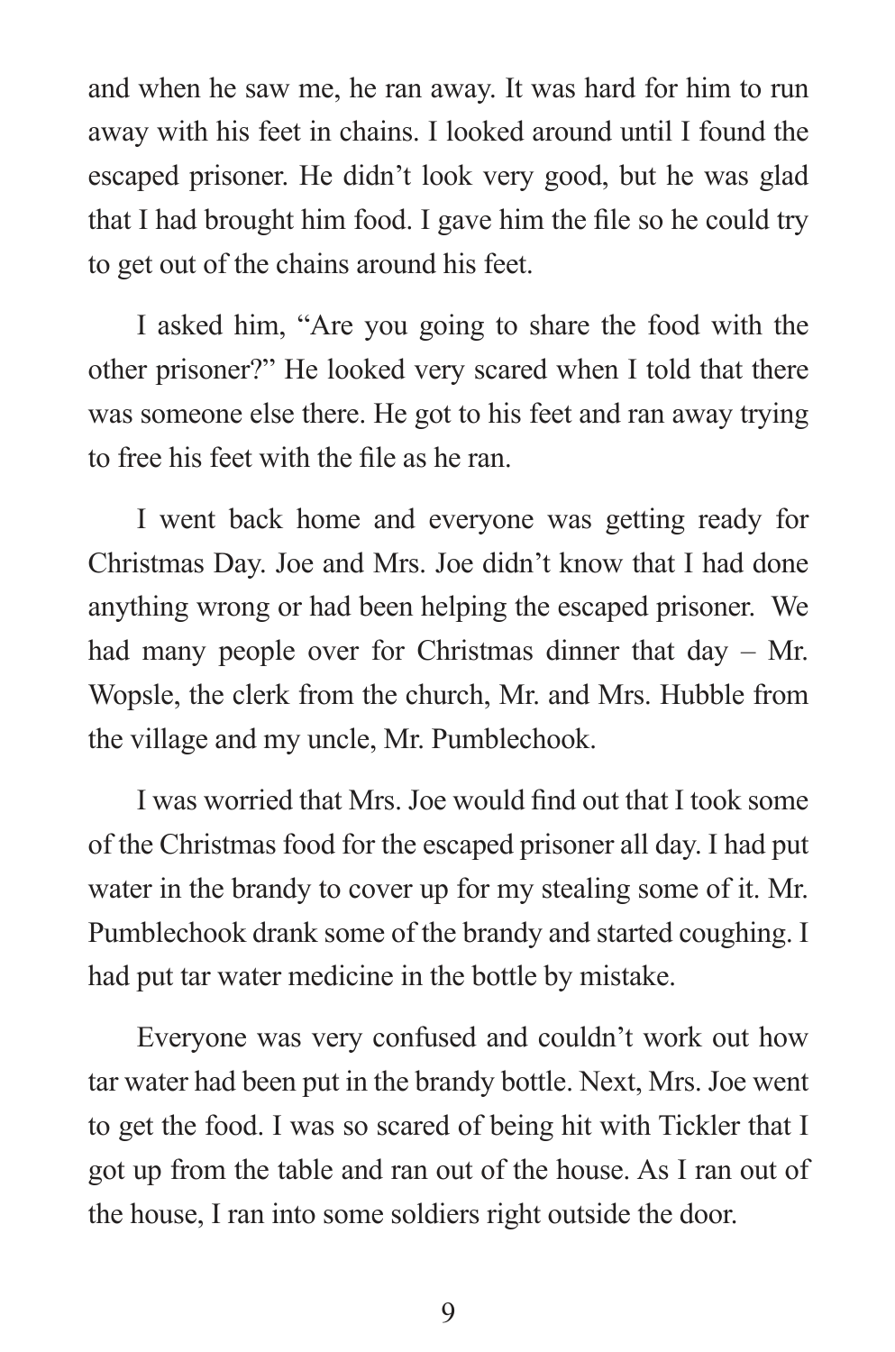and when he saw me, he ran away. It was hard for him to run away with his feet in chains. I looked around until I found the escaped prisoner. He didn't look very good, but he was glad that I had brought him food. I gave him the file so he could try to get out of the chains around his feet.

I asked him, "Are you going to share the food with the other prisoner?" He looked very scared when I told that there was someone else there. He got to his feet and ran away trying to free his feet with the file as he ran.

I went back home and everyone was getting ready for Christmas Day. Joe and Mrs. Joe didn't know that I had done anything wrong or had been helping the escaped prisoner. We had many people over for Christmas dinner that day – Mr. Wopsle, the clerk from the church, Mr. and Mrs. Hubble from the village and my uncle, Mr. Pumblechook.

I was worried that Mrs. Joe would find out that I took some of the Christmas food for the escaped prisoner all day. I had put water in the brandy to cover up for my stealing some of it. Mr. Pumblechook drank some of the brandy and started coughing. I had put tar water medicine in the bottle by mistake.

Everyone was very confused and couldn't work out how tar water had been put in the brandy bottle. Next, Mrs. Joe went to get the food. I was so scared of being hit with Tickler that I got up from the table and ran out of the house. As I ran out of the house, I ran into some soldiers right outside the door.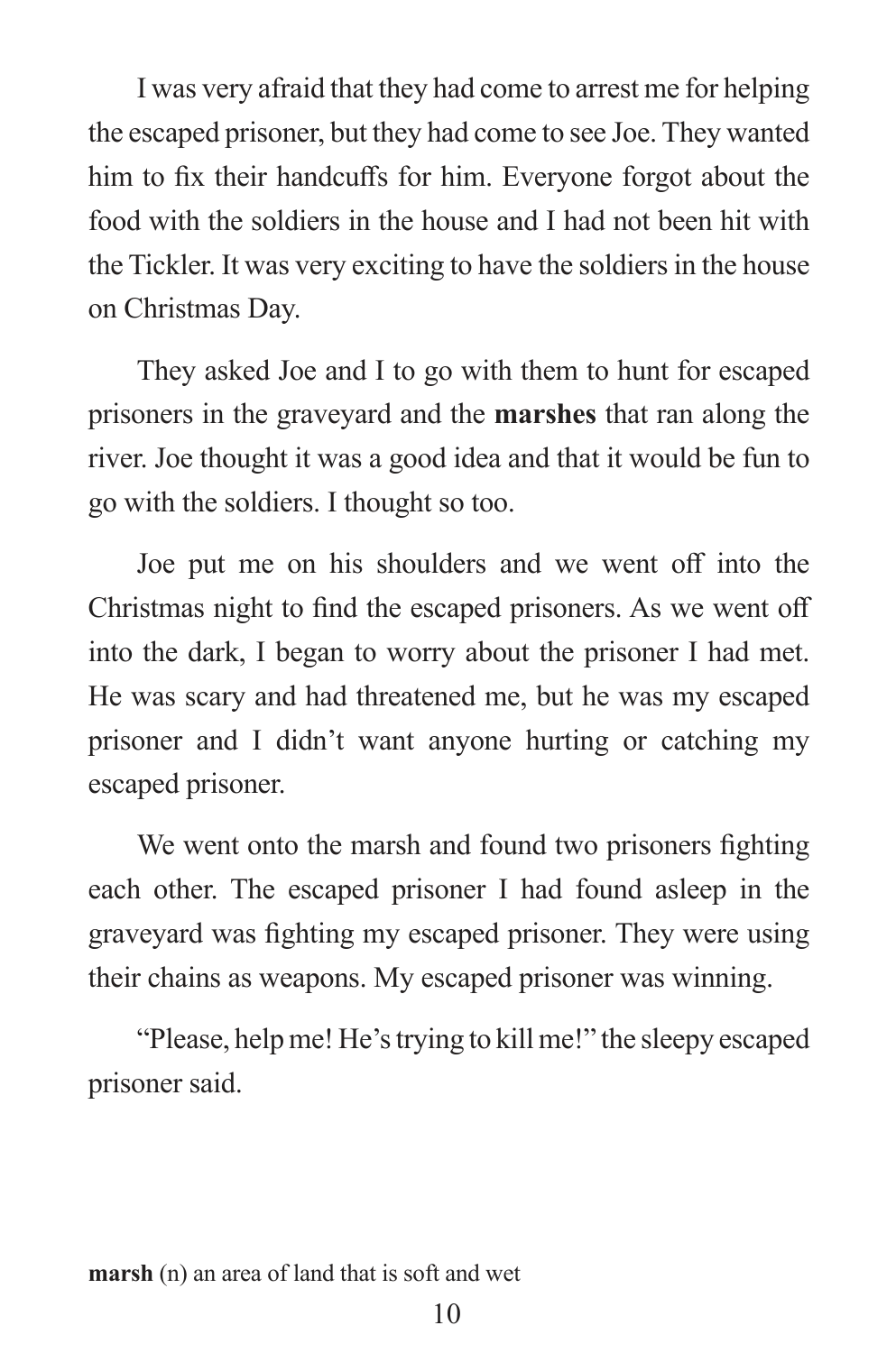I was very afraid that they had come to arrest me for helping the escaped prisoner, but they had come to see Joe. They wanted him to fix their handcuffs for him. Everyone forgot about the food with the soldiers in the house and I had not been hit with the Tickler. It was very exciting to have the soldiers in the house on Christmas Day.

They asked Joe and I to go with them to hunt for escaped prisoners in the graveyard and the **marshes** that ran along the river. Joe thought it was a good idea and that it would be fun to go with the soldiers. I thought so too.

Joe put me on his shoulders and we went off into the Christmas night to find the escaped prisoners. As we went off into the dark, I began to worry about the prisoner I had met. He was scary and had threatened me, but he was my escaped prisoner and I didn't want anyone hurting or catching my escaped prisoner.

We went onto the marsh and found two prisoners fighting each other. The escaped prisoner I had found asleep in the graveyard was fighting my escaped prisoner. They were using their chains as weapons. My escaped prisoner was winning.

"Please, help me! He's trying to kill me!" the sleepy escaped prisoner said.

**marsh** (n) an area of land that is soft and wet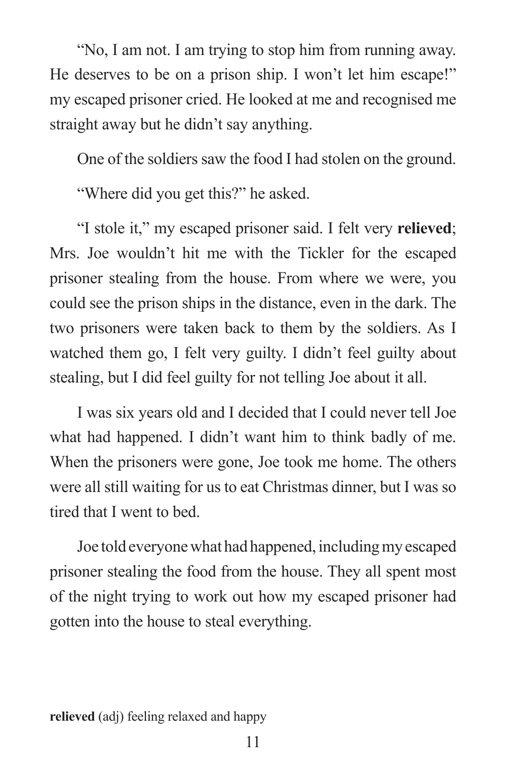"No, I am not. I am trying to stop him from running away. He deserves to be on a prison ship. I won't let him escape!" my escaped prisoner cried. He looked at me and recognised me straight away but he didn't say anything.

One of the soldiers saw the food I had stolen on the ground.

"Where did you get this?" he asked.

"I stole it," my escaped prisoner said. I felt very **relieved**; Mrs. Joe wouldn't hit me with the Tickler for the escaped prisoner stealing from the house. From where we were, you could see the prison ships in the distance, even in the dark. The two prisoners were taken back to them by the soldiers. As I watched them go, I felt very guilty. I didn't feel guilty about stealing, but I did feel guilty for not telling Joe about it all.

I was six years old and I decided that I could never tell Joe what had happened. I didn't want him to think badly of me. When the prisoners were gone, Joe took me home. The others were all still waiting for us to eat Christmas dinner, but I was so tired that I went to bed.

Joe told everyone what had happened, including my escaped prisoner stealing the food from the house. They all spent most of the night trying to work out how my escaped prisoner had gotten into the house to steal everything.

**relieved** (adj) feeling relaxed and happy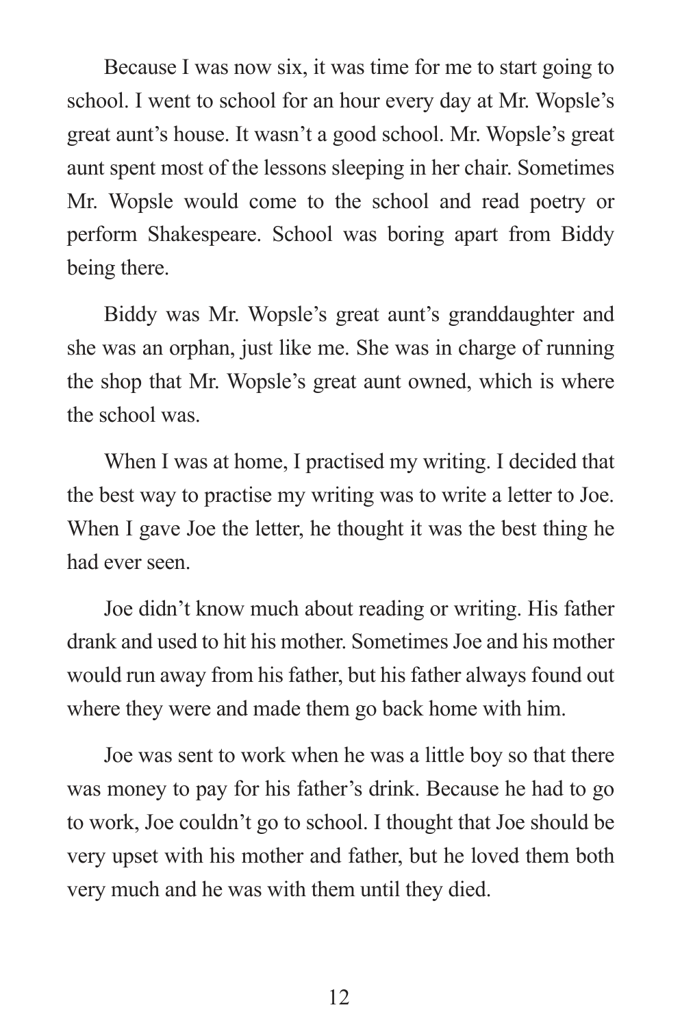Because I was now six, it was time for me to start going to school. I went to school for an hour every day at Mr. Wopsle's great aunt's house. It wasn't a good school. Mr. Wopsle's great aunt spent most of the lessons sleeping in her chair. Sometimes Mr. Wopsle would come to the school and read poetry or perform Shakespeare. School was boring apart from Biddy being there.

Biddy was Mr. Wopsle's great aunt's granddaughter and she was an orphan, just like me. She was in charge of running the shop that Mr. Wopsle's great aunt owned, which is where the school was.

When I was at home, I practised my writing. I decided that the best way to practise my writing was to write a letter to Joe. When I gave Joe the letter, he thought it was the best thing he had ever seen.

Joe didn't know much about reading or writing. His father drank and used to hit his mother. Sometimes Joe and his mother would run away from his father, but his father always found out where they were and made them go back home with him.

Joe was sent to work when he was a little boy so that there was money to pay for his father's drink. Because he had to go to work, Joe couldn't go to school. I thought that Joe should be very upset with his mother and father, but he loved them both very much and he was with them until they died.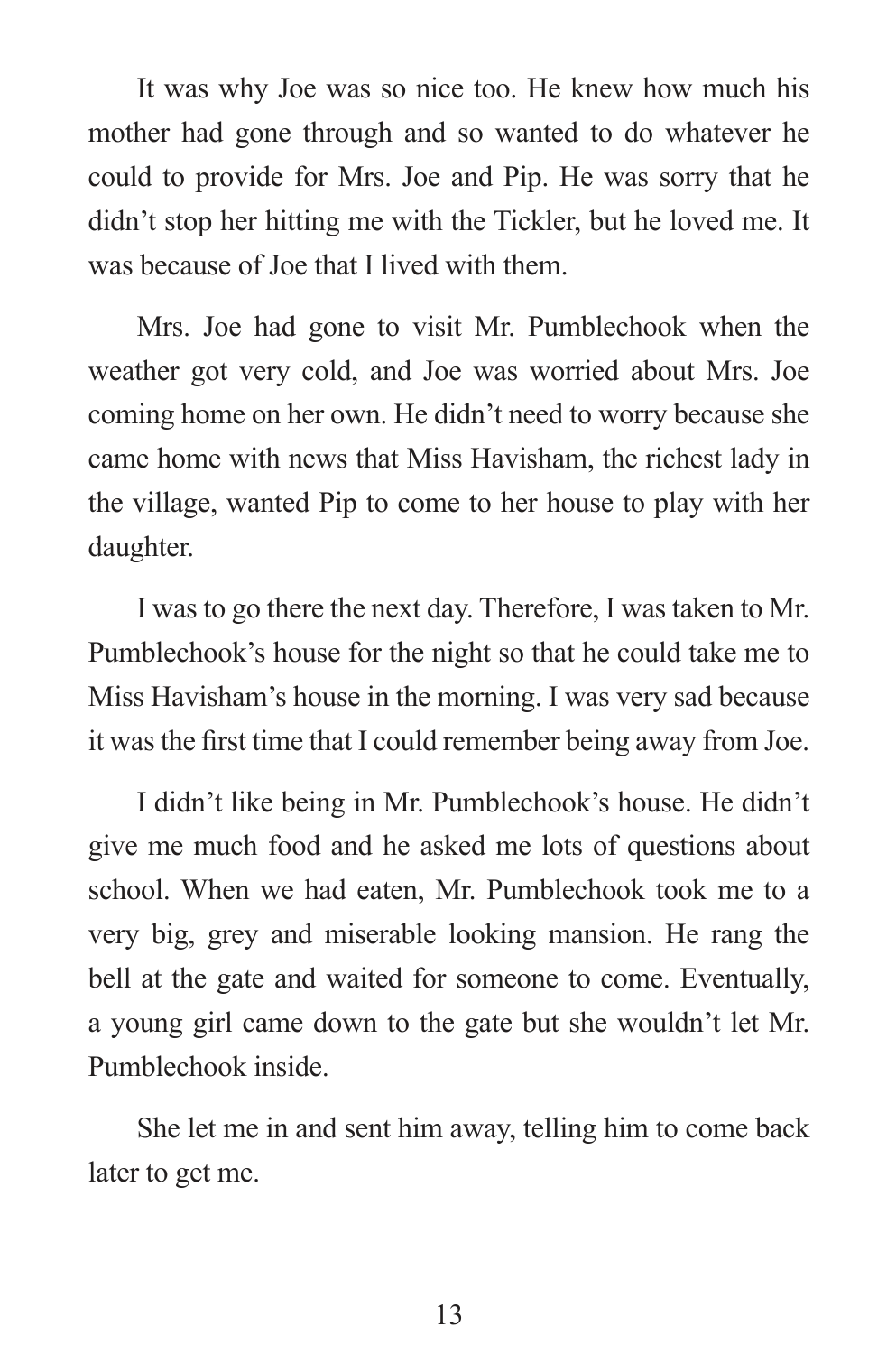It was why Joe was so nice too. He knew how much his mother had gone through and so wanted to do whatever he could to provide for Mrs. Joe and Pip. He was sorry that he didn't stop her hitting me with the Tickler, but he loved me. It was because of Joe that I lived with them.

Mrs. Joe had gone to visit Mr. Pumblechook when the weather got very cold, and Joe was worried about Mrs. Joe coming home on her own. He didn't need to worry because she came home with news that Miss Havisham, the richest lady in the village, wanted Pip to come to her house to play with her daughter.

I was to go there the next day. Therefore, I was taken to Mr. Pumblechook's house for the night so that he could take me to Miss Havisham's house in the morning. I was very sad because it was the first time that I could remember being away from Joe.

I didn't like being in Mr. Pumblechook's house. He didn't give me much food and he asked me lots of questions about school. When we had eaten, Mr. Pumblechook took me to a very big, grey and miserable looking mansion. He rang the bell at the gate and waited for someone to come. Eventually, a young girl came down to the gate but she wouldn't let Mr. Pumblechook inside.

She let me in and sent him away, telling him to come back later to get me.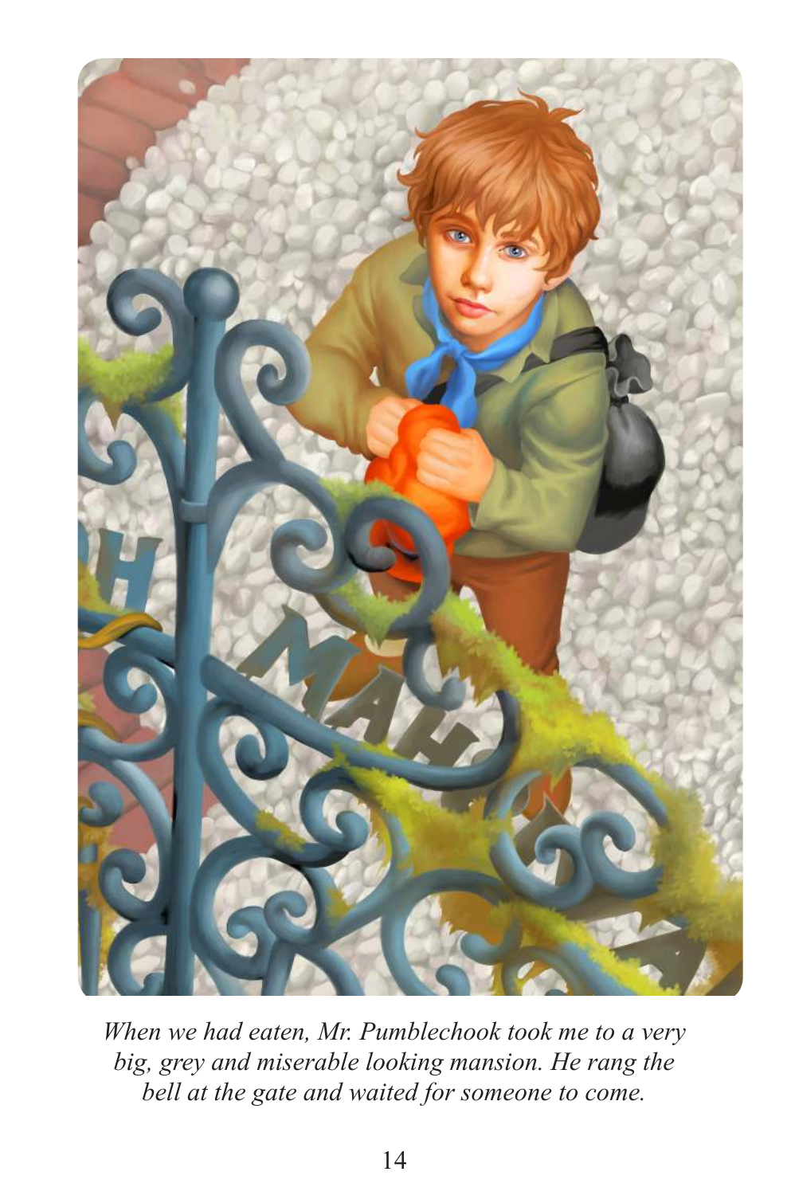*When we had eaten, Mr. Pumblechook took me to a very big, grey and miserable looking mansion. He rang the bell at the gate and waited for someone to come.*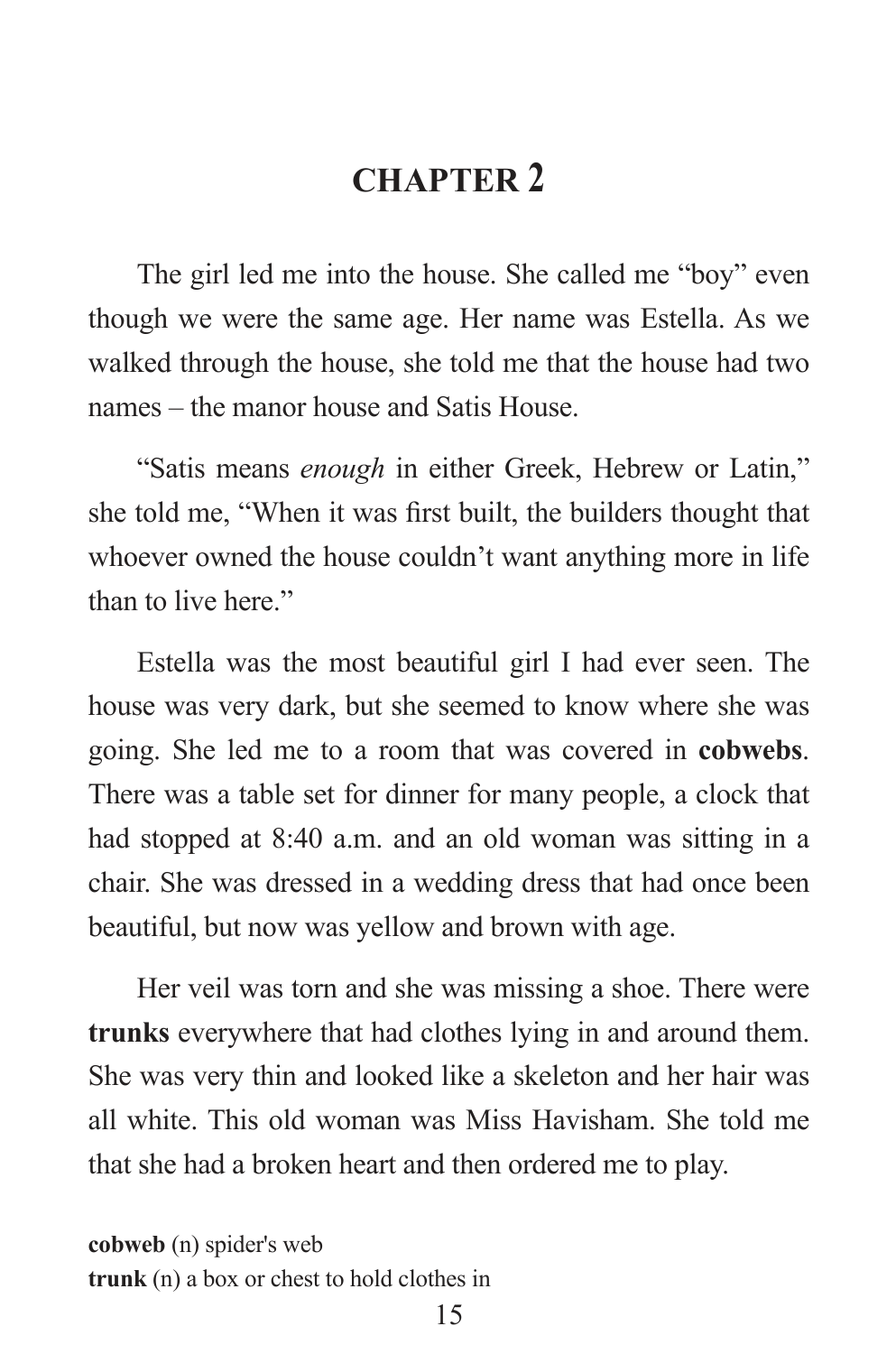# CHAPTER 2

The girl led me into the house. She called me “boy” even though we were the same age. Her name was Estella. As we walked through the house, she told me that the house had two names – the manor house and Satis House.

“Satis means *enough* in either Greek, Hebrew or Latin,” she told me, “When it was first built, the builders thought that whoever owned the house couldn’t want anything more in life than to live here.”

Estella was the most beautiful girl I had ever seen. The house was very dark, but she seemed to know where she was going. She led me to a room that was covered in **cobwebs**. There was a table set for dinner for many people, a clock that had stopped at 8:40 a.m. and an old woman was sitting in a chair. She was dressed in a wedding dress that had once been beautiful, but now was yellow and brown with age.

Her veil was torn and she was missing a shoe. There were **trunks** everywhere that had clothes lying in and around them. She was very thin and looked like a skeleton and her hair was all white. This old woman was Miss Havisham. She told me that she had a broken heart and then ordered me to play.

**cobweb** (n) spider's web
**trunk** (n) a box or chest to hold clothes in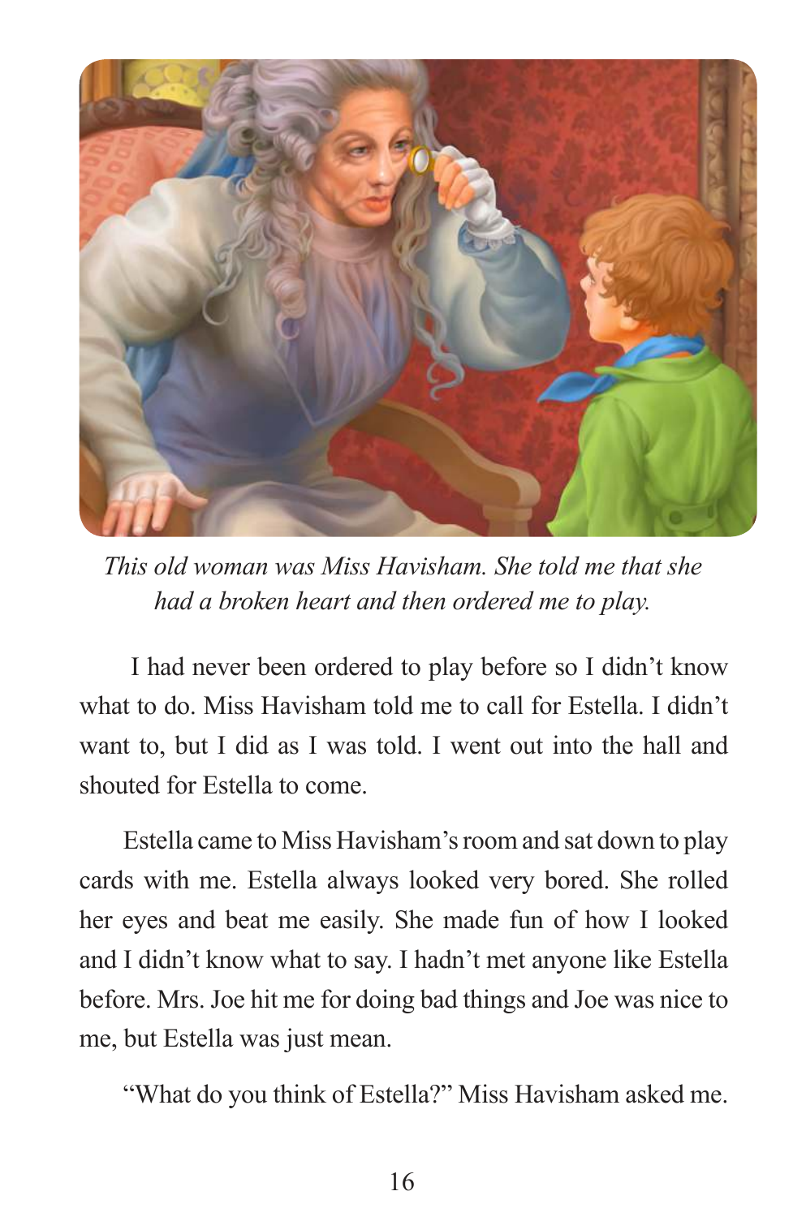*This old woman was Miss Havisham. She told me that she had a broken heart and then ordered me to play.*

I had never been ordered to play before so I didn't know what to do. Miss Havisham told me to call for Estella. I didn't want to, but I did as I was told. I went out into the hall and shouted for Estella to come.

Estella came to Miss Havisham's room and sat down to play cards with me. Estella always looked very bored. She rolled her eyes and beat me easily. She made fun of how I looked and I didn't know what to say. I hadn't met anyone like Estella before. Mrs. Joe hit me for doing bad things and Joe was nice to me, but Estella was just mean.

"What do you think of Estella?" Miss Havisham asked me.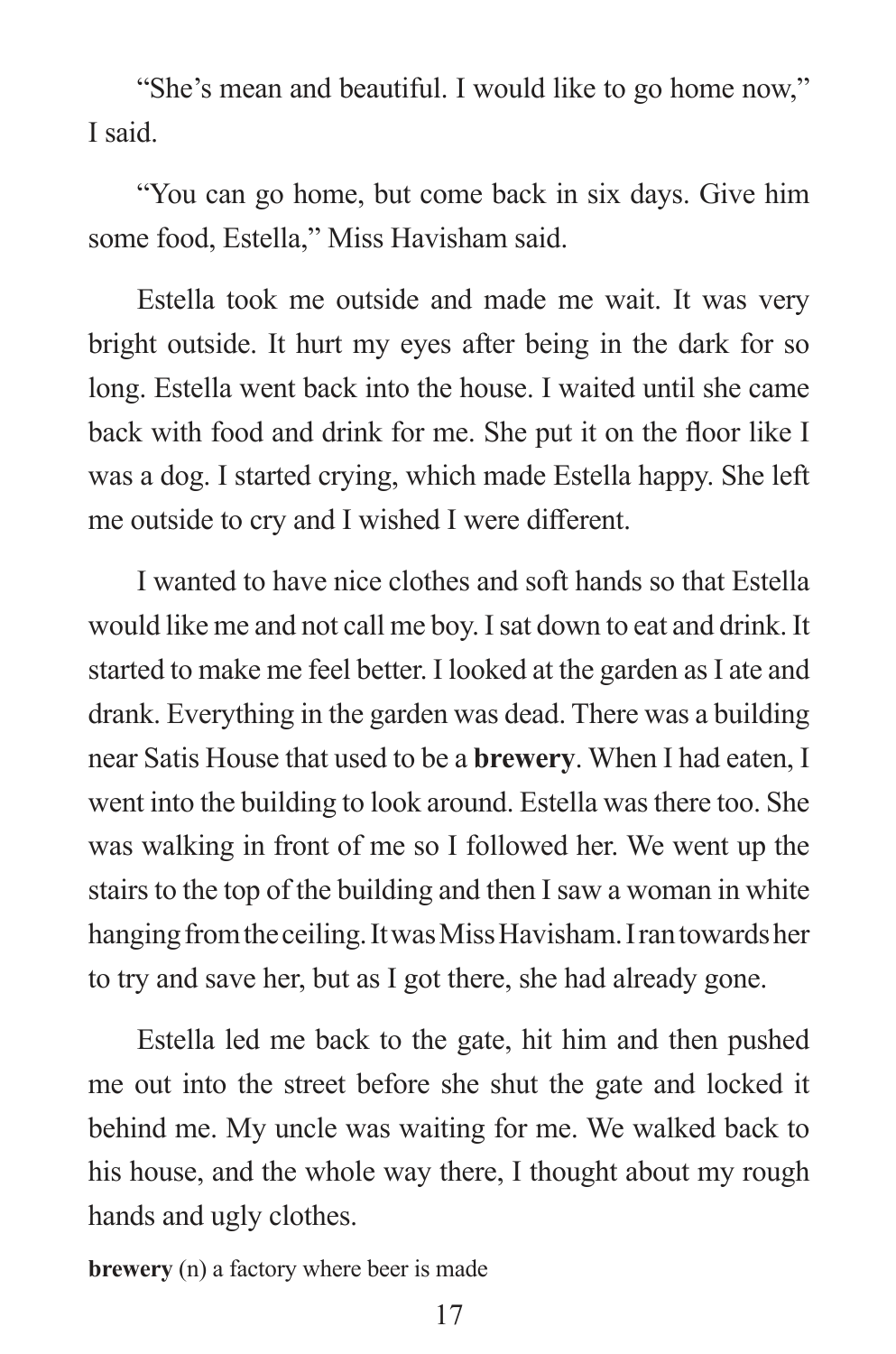"She's mean and beautiful. I would like to go home now," I said.

"You can go home, but come back in six days. Give him some food, Estella," Miss Havisham said.

Estella took me outside and made me wait. It was very bright outside. It hurt my eyes after being in the dark for so long. Estella went back into the house. I waited until she came back with food and drink for me. She put it on the floor like I was a dog. I started crying, which made Estella happy. She left me outside to cry and I wished I were different.

I wanted to have nice clothes and soft hands so that Estella would like me and not call me boy. I sat down to eat and drink. It started to make me feel better. I looked at the garden as I ate and drank. Everything in the garden was dead. There was a building near Satis House that used to be a **brewery**. When I had eaten, I went into the building to look around. Estella was there too. She was walking in front of me so I followed her. We went up the stairs to the top of the building and then I saw a woman in white hanging from the ceiling. It was Miss Havisham. I ran towards her to try and save her, but as I got there, she had already gone.

Estella led me back to the gate, hit him and then pushed me out into the street before she shut the gate and locked it behind me. My uncle was waiting for me. We walked back to his house, and the whole way there, I thought about my rough hands and ugly clothes.

**brewery** (n) a factory where beer is made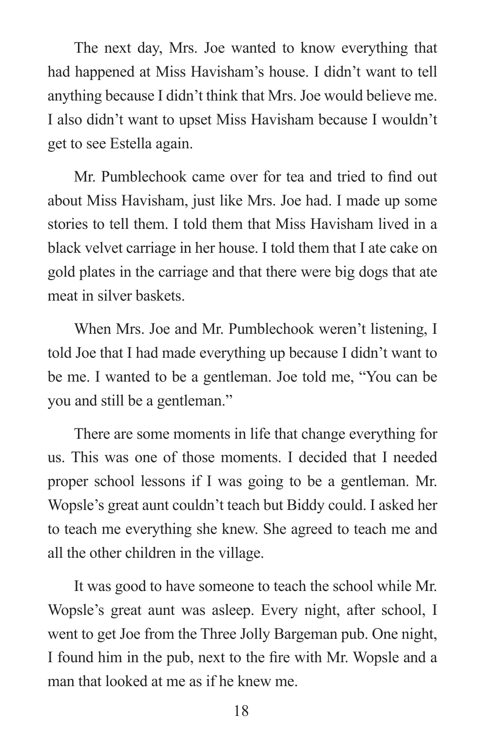The next day, Mrs. Joe wanted to know everything that had happened at Miss Havisham's house. I didn't want to tell anything because I didn't think that Mrs. Joe would believe me. I also didn't want to upset Miss Havisham because I wouldn't get to see Estella again.

Mr. Pumblechook came over for tea and tried to find out about Miss Havisham, just like Mrs. Joe had. I made up some stories to tell them. I told them that Miss Havisham lived in a black velvet carriage in her house. I told them that I ate cake on gold plates in the carriage and that there were big dogs that ate meat in silver baskets.

When Mrs. Joe and Mr. Pumblechook weren't listening, I told Joe that I had made everything up because I didn't want to be me. I wanted to be a gentleman. Joe told me, "You can be you and still be a gentleman."

There are some moments in life that change everything for us. This was one of those moments. I decided that I needed proper school lessons if I was going to be a gentleman. Mr. Wopsle's great aunt couldn't teach but Biddy could. I asked her to teach me everything she knew. She agreed to teach me and all the other children in the village.

It was good to have someone to teach the school while Mr. Wopsle's great aunt was asleep. Every night, after school, I went to get Joe from the Three Jolly Bargeman pub. One night, I found him in the pub, next to the fire with Mr. Wopsle and a man that looked at me as if he knew me.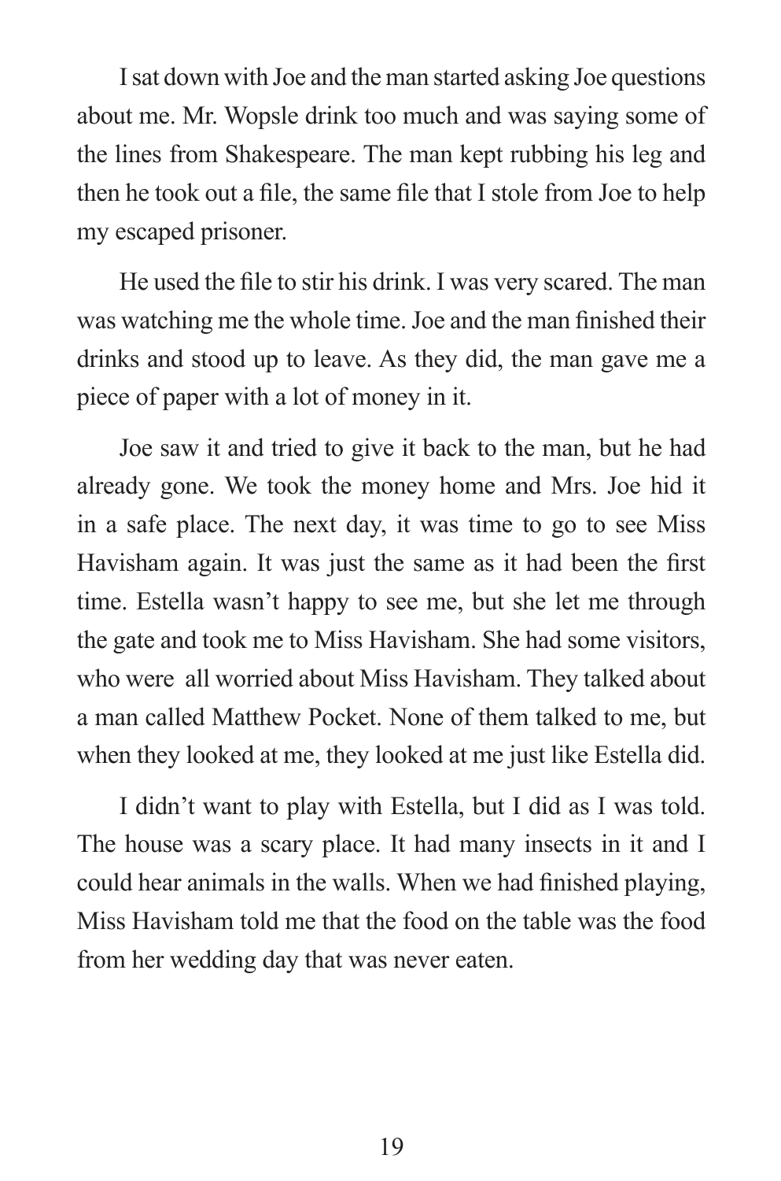I sat down with Joe and the man started asking Joe questions about me. Mr. Wopsle drink too much and was saying some of the lines from Shakespeare. The man kept rubbing his leg and then he took out a file, the same file that I stole from Joe to help my escaped prisoner.

He used the file to stir his drink. I was very scared. The man was watching me the whole time. Joe and the man finished their drinks and stood up to leave. As they did, the man gave me a piece of paper with a lot of money in it.

Joe saw it and tried to give it back to the man, but he had already gone. We took the money home and Mrs. Joe hid it in a safe place. The next day, it was time to go to see Miss Havisham again. It was just the same as it had been the first time. Estella wasn't happy to see me, but she let me through the gate and took me to Miss Havisham. She had some visitors, who were all worried about Miss Havisham. They talked about a man called Matthew Pocket. None of them talked to me, but when they looked at me, they looked at me just like Estella did.

I didn't want to play with Estella, but I did as I was told. The house was a scary place. It had many insects in it and I could hear animals in the walls. When we had finished playing, Miss Havisham told me that the food on the table was the food from her wedding day that was never eaten.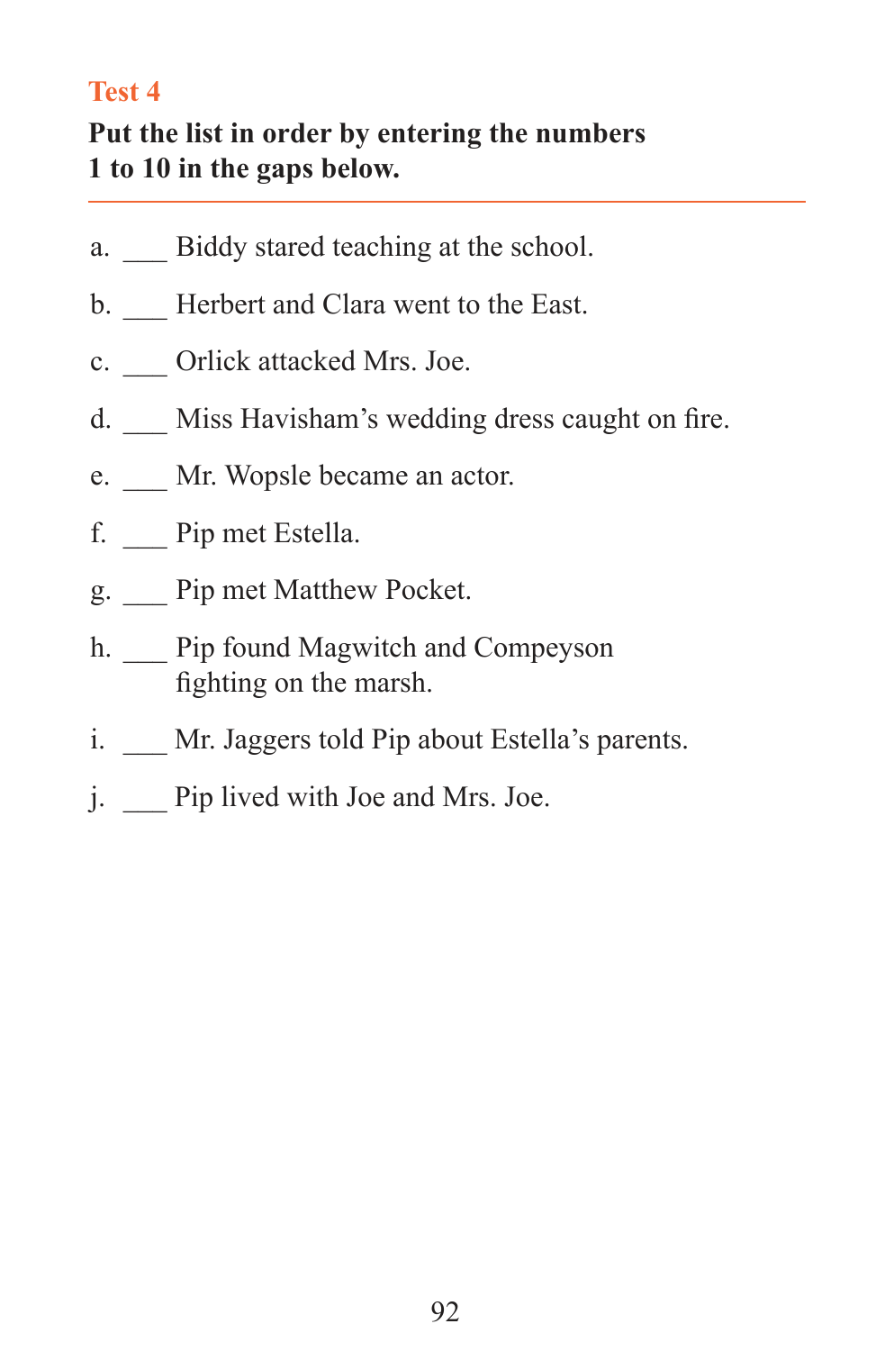## Test 4

**Put the list in order by entering the numbers 1 to 10 in the gaps below.**

a. ___ Biddy stared teaching at the school.

b. ___ Herbert and Clara went to the East.

c. ___ Orlick attacked Mrs. Joe.

d. ___ Miss Havisham's wedding dress caught on fire.

e. ___ Mr. Wopsle became an actor.

f. ___ Pip met Estella.

g. ___ Pip met Matthew Pocket.

h. ___ Pip found Magwitch and Compeyson fighting on the marsh.

i. ___ Mr. Jaggers told Pip about Estella's parents.

j. ___ Pip lived with Joe and Mrs. Joe.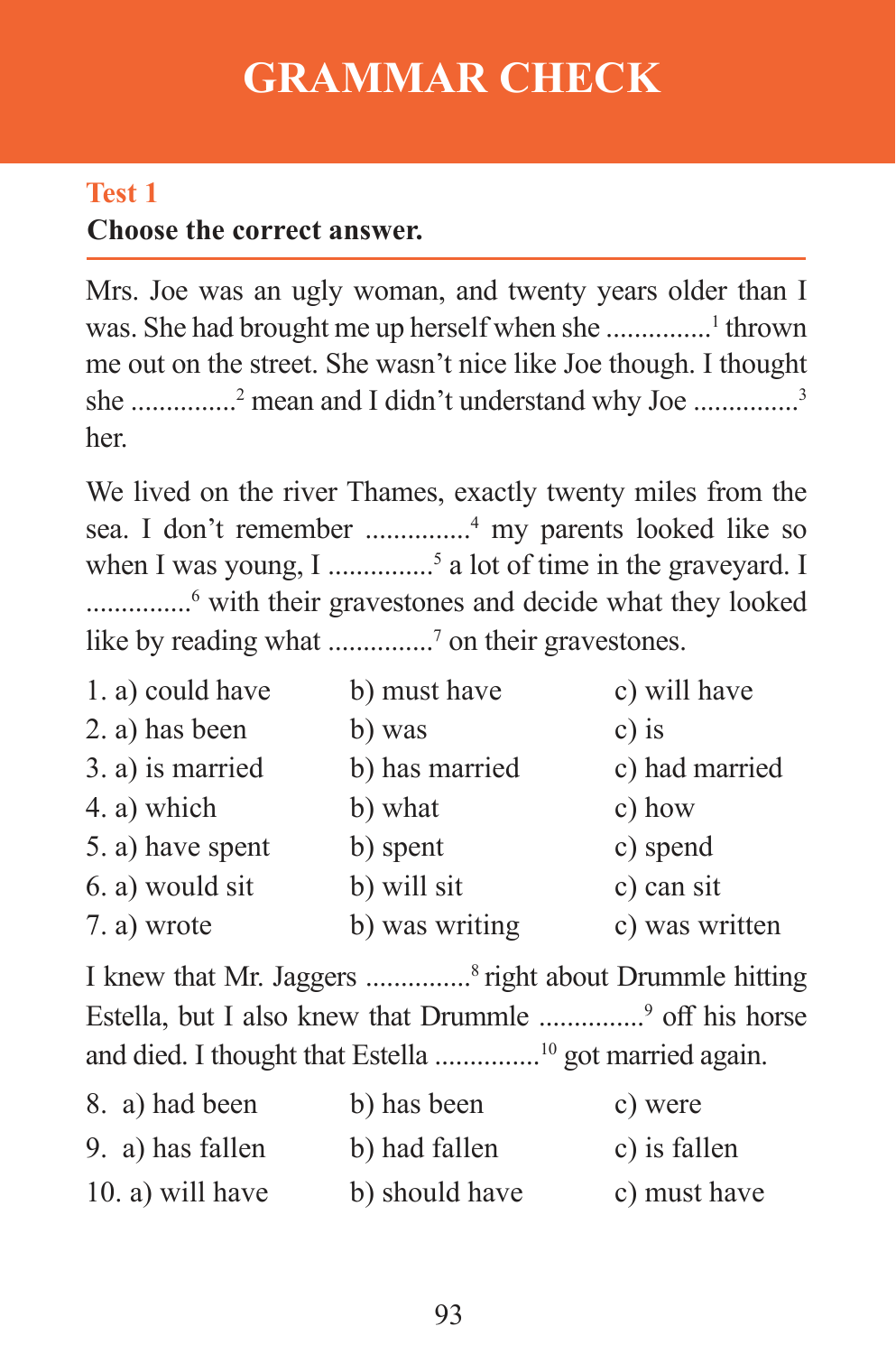# GRAMMAR CHECK

## Test 1

**Choose the correct answer.**

Mrs. Joe was an ugly woman, and twenty years older than I was. She had brought me up herself when she ..............[1] thrown me out on the street. She wasn't nice like Joe though. I thought she ..............[2] mean and I didn't understand why Joe ..............[3] her.

We lived on the river Thames, exactly twenty miles from the sea. I don't remember ..............[4] my parents looked like so when I was young, I ..............[5] a lot of time in the graveyard. I ..............[6] with their gravestones and decide what they looked like by reading what ..............[7] on their gravestones.

| | | |
|---|---|---|
| 1. a) could have | b) must have | c) will have |
| 2. a) has been | b) was | c) is |
| 3. a) is married | b) has married | c) had married |
| 4. a) which | b) what | c) how |
| 5. a) have spent | b) spent | c) spend |
| 6. a) would sit | b) will sit | c) can sit |
| 7. a) wrote | b) was writing | c) was written |

I knew that Mr. Jaggers ..............[8] right about Drummle hitting Estella, but I also knew that Drummle ..............[9] off his horse and died. I thought that Estella ..............[10] got married again.

| | | |
|---|---|---|
| 8. a) had been | b) has been | c) were |
| 9. a) has fallen | b) had fallen | c) is fallen |
| 10. a) will have | b) should have | c) must have |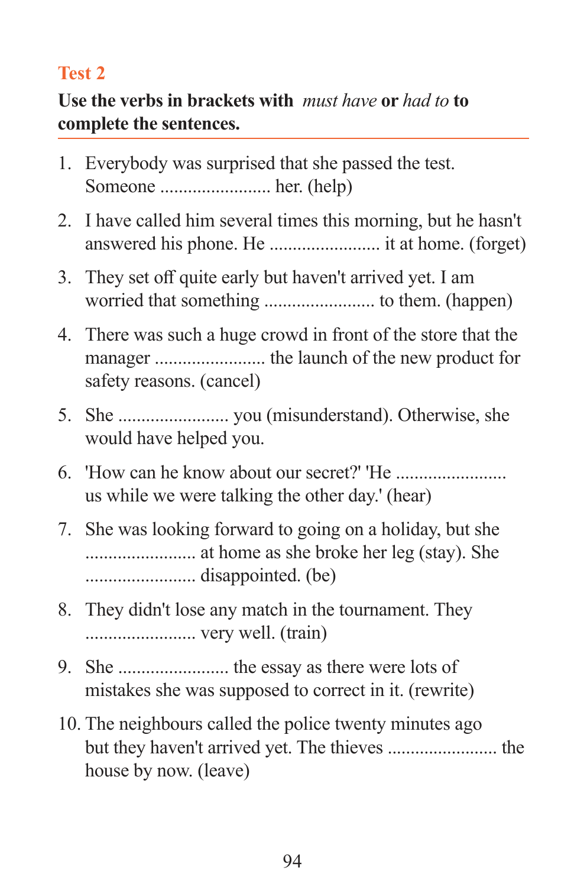## Test 2

**Use the verbs in brackets with** *must have* **or** *had to* **to complete the sentences.**

1. Everybody was surprised that she passed the test. Someone ........................ her. (help)
2. I have called him several times this morning, but he hasn't answered his phone. He ........................ it at home. (forget)
3. They set off quite early but haven't arrived yet. I am worried that something ........................ to them. (happen)
4. There was such a huge crowd in front of the store that the manager ........................ the launch of the new product for safety reasons. (cancel)
5. She ........................ you (misunderstand). Otherwise, she would have helped you.
6. 'How can he know about our secret?' 'He ........................ us while we were talking the other day.' (hear)
7. She was looking forward to going on a holiday, but she ........................ at home as she broke her leg (stay). She ........................ disappointed. (be)
8. They didn't lose any match in the tournament. They ........................ very well. (train)
9. She ........................ the essay as there were lots of mistakes she was supposed to correct in it. (rewrite)
10. The neighbours called the police twenty minutes ago but they haven't arrived yet. The thieves ........................ the house by now. (leave)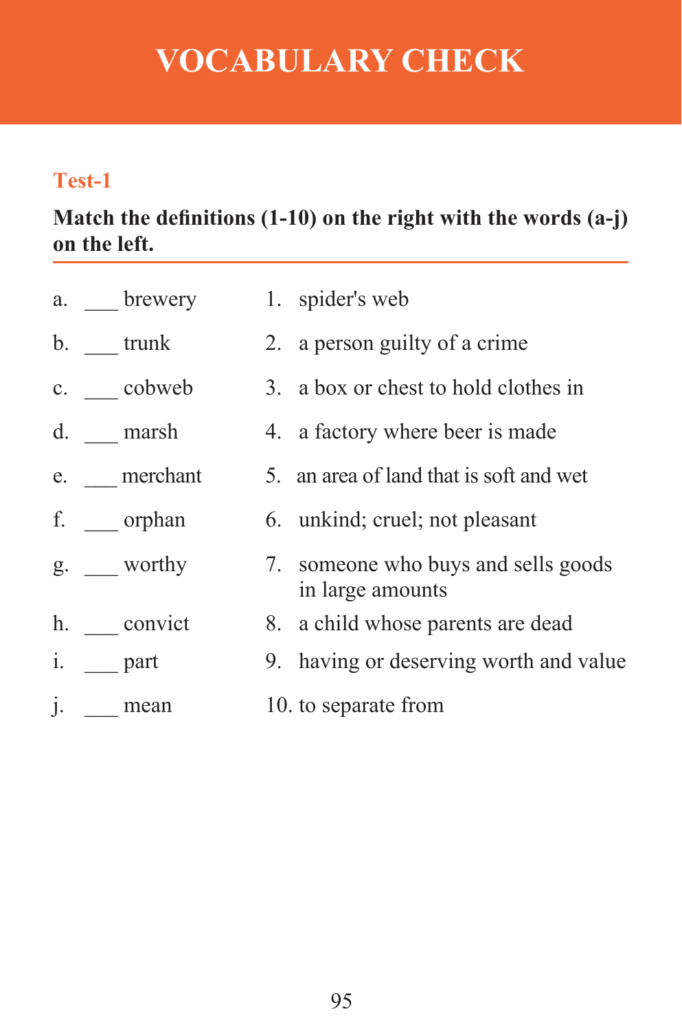# VOCABULARY CHECK

## Test-1

**Match the definitions (1-10) on the right with the words (a-j) on the left.**

| | |
|---|---|
| a. ___ brewery | 1. spider's web |
| b. ___ trunk | 2. a person guilty of a crime |
| c. ___ cobweb | 3. a box or chest to hold clothes in |
| d. ___ marsh | 4. a factory where beer is made |
| e. ___ merchant | 5. an area of land that is soft and wet |
| f. ___ orphan | 6. unkind; cruel; not pleasant |
| g. ___ worthy | 7. someone who buys and sells goods in large amounts |
| h. ___ convict | 8. a child whose parents are dead |
| i. ___ part | 9. having or deserving worth and value |
| j. ___ mean | 10. to separate from |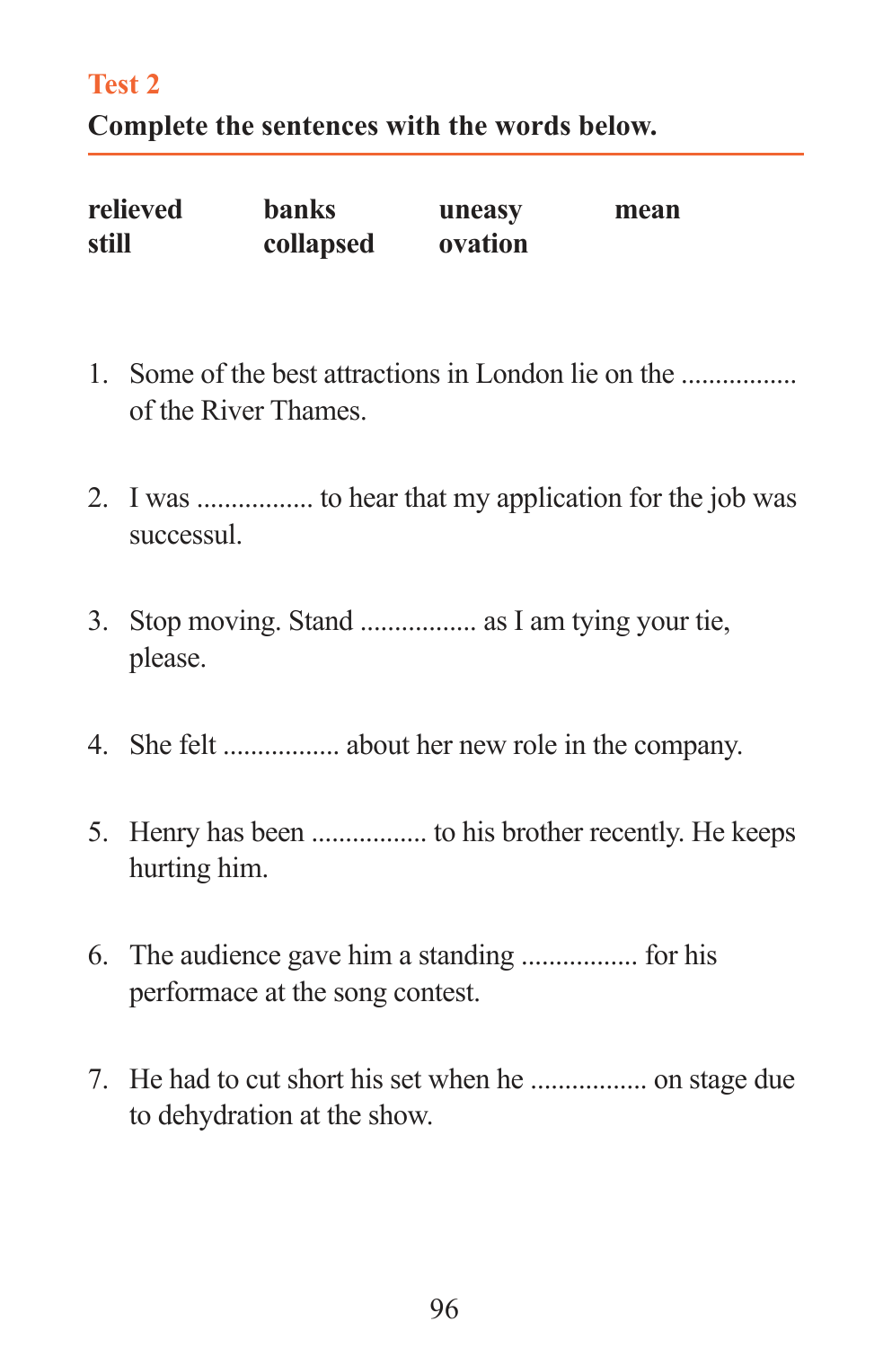## Test 2

**Complete the sentences with the words below.**

| | | | |
|---|---|---|---|
| **relieved** | **banks** | **uneasy** | **mean** |
| **still** | **collapsed** | **ovation** | |

1. Some of the best attractions in London lie on the ................ of the River Thames.

2. I was ................ to hear that my application for the job was successul.

3. Stop moving. Stand ................ as I am tying your tie, please.

4. She felt ................ about her new role in the company.

5. Henry has been ................ to his brother recently. He keeps hurting him.

6. The audience gave him a standing ................ for his performace at the song contest.

7. He had to cut short his set when he ................ on stage due to dehydration at the show.